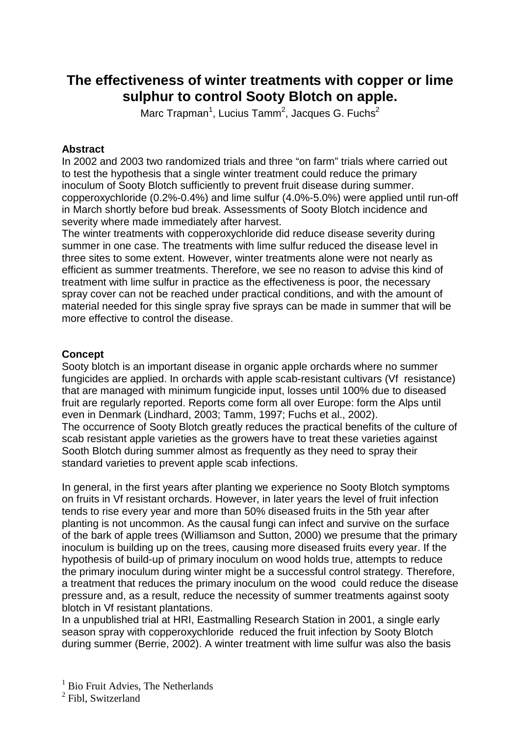# The effectiveness of winter treatments with copper or lime sulphur to control Sooty Blotch on apple.

Marc Trapman[1], Lucius Tamm[2], Jacques G. Fuchs[2]

## Abstract

In 2002 and 2003 two randomized trials and three "on farm" trials where carried out to test the hypothesis that a single winter treatment could reduce the primary inoculum of Sooty Blotch sufficiently to prevent fruit disease during summer. copperoxychloride (0.2%-0.4%) and lime sulfur (4.0%-5.0%) were applied until run-off in March shortly before bud break. Assessments of Sooty Blotch incidence and severity where made immediately after harvest.

The winter treatments with copperoxychloride did reduce disease severity during summer in one case. The treatments with lime sulfur reduced the disease level in three sites to some extent. However, winter treatments alone were not nearly as efficient as summer treatments. Therefore, we see no reason to advise this kind of treatment with lime sulfur in practice as the effectiveness is poor, the necessary spray cover can not be reached under practical conditions, and with the amount of material needed for this single spray five sprays can be made in summer that will be more effective to control the disease.

## Concept

Sooty blotch is an important disease in organic apple orchards where no summer fungicides are applied. In orchards with apple scab-resistant cultivars (Vf resistance) that are managed with minimum fungicide input, losses until 100% due to diseased fruit are regularly reported. Reports come form all over Europe: form the Alps until even in Denmark (Lindhard, 2003; Tamm, 1997; Fuchs et al., 2002).

The occurrence of Sooty Blotch greatly reduces the practical benefits of the culture of scab resistant apple varieties as the growers have to treat these varieties against Sooth Blotch during summer almost as frequently as they need to spray their standard varieties to prevent apple scab infections.

In general, in the first years after planting we experience no Sooty Blotch symptoms on fruits in Vf resistant orchards. However, in later years the level of fruit infection tends to rise every year and more than 50% diseased fruits in the 5th year after planting is not uncommon. As the causal fungi can infect and survive on the surface of the bark of apple trees (Williamson and Sutton, 2000) we presume that the primary inoculum is building up on the trees, causing more diseased fruits every year. If the hypothesis of build-up of primary inoculum on wood holds true, attempts to reduce the primary inoculum during winter might be a successful control strategy. Therefore, a treatment that reduces the primary inoculum on the wood could reduce the disease pressure and, as a result, reduce the necessity of summer treatments against sooty blotch in Vf resistant plantations.

In a unpublished trial at HRI, Eastmalling Research Station in 2001, a single early season spray with copperoxychloride reduced the fruit infection by Sooty Blotch during summer (Berrie, 2002). A winter treatment with lime sulfur was also the basis

[1] Bio Fruit Advies, The Netherlands

[2] Fibl, Switzerland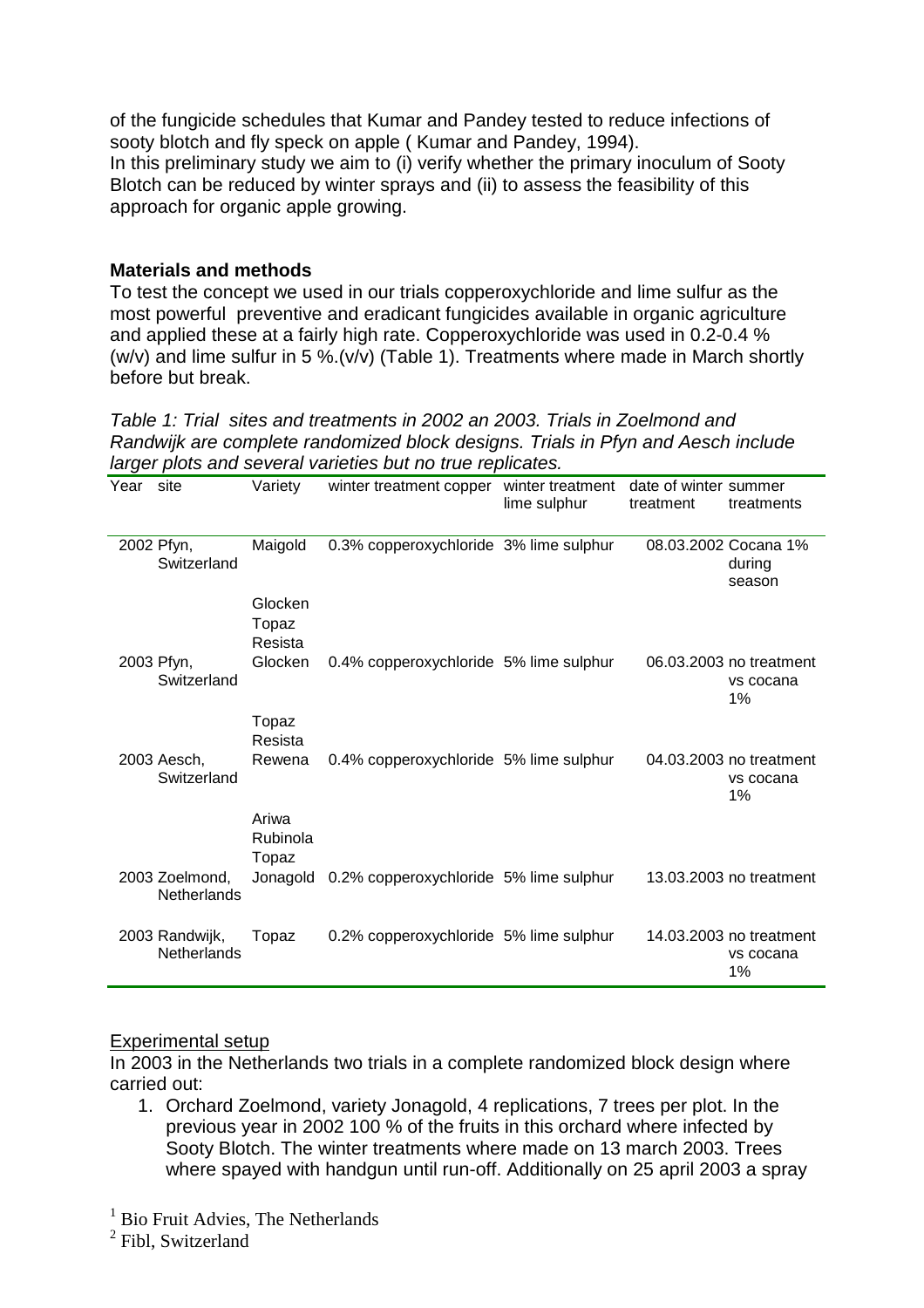of the fungicide schedules that Kumar and Pandey tested to reduce infections of sooty blotch and fly speck on apple ( Kumar and Pandey, 1994).
In this preliminary study we aim to (i) verify whether the primary inoculum of Sooty Blotch can be reduced by winter sprays and (ii) to assess the feasibility of this approach for organic apple growing.

**Materials and methods**

To test the concept we used in our trials copperoxychloride and lime sulfur as the most powerful preventive and eradicant fungicides available in organic agriculture and applied these at a fairly high rate. Copperoxychloride was used in 0.2-0.4 % (w/v) and lime sulfur in 5 %.(v/v) (Table 1). Treatments where made in March shortly before but break.

*Table 1: Trial sites and treatments in 2002 an 2003. Trials in Zoelmond and Randwijk are complete randomized block designs. Trials in Pfyn and Aesch include larger plots and several varieties but no true replicates.*

| Year | site | Variety | winter treatment copper | winter treatment lime sulphur | date of winter treatment | summer treatments |
|---|---|---|---|---|---|---|
| 2002 | Pfyn, Switzerland | Maigold | 0.3% copperoxychloride | 3% lime sulphur | 08.03.2002 | Cocana 1% during season |
| | | Glocken | | | | |
| | | Topaz | | | | |
| | | Resista | | | | |
| 2003 | Pfyn, Switzerland | Glocken | 0.4% copperoxychloride | 5% lime sulphur | 06.03.2003 | no treatment vs cocana 1% |
| | | Topaz | | | | |
| | | Resista | | | | |
| 2003 | Aesch, Switzerland | Rewena | 0.4% copperoxychloride | 5% lime sulphur | 04.03.2003 | no treatment vs cocana 1% |
| | | Ariwa | | | | |
| | | Rubinola | | | | |
| | | Topaz | | | | |
| 2003 | Zoelmond, Netherlands | Jonagold | 0.2% copperoxychloride | 5% lime sulphur | 13.03.2003 | no treatment |
| 2003 | Randwijk, Netherlands | Topaz | 0.2% copperoxychloride | 5% lime sulphur | 14.03.2003 | no treatment vs cocana 1% |

<u>Experimental setup</u>

In 2003 in the Netherlands two trials in a complete randomized block design where carried out:

1. Orchard Zoelmond, variety Jonagold, 4 replications, 7 trees per plot. In the previous year in 2002 100 % of the fruits in this orchard where infected by Sooty Blotch. The winter treatments where made on 13 march 2003. Trees where spayed with handgun until run-off. Additionally on 25 april 2003 a spray

[1] Bio Fruit Advies, The Netherlands
[2] Fibl, Switzerland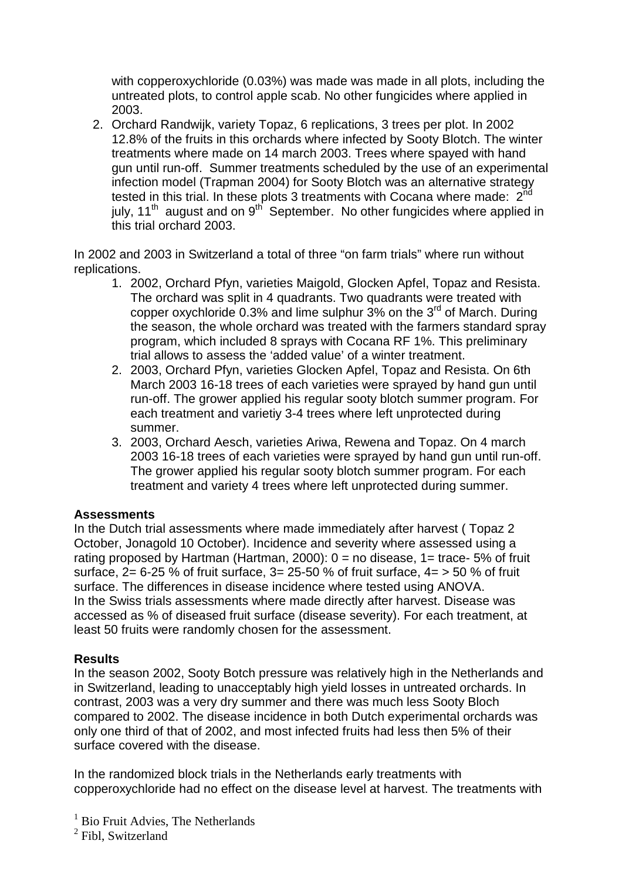with copperoxychloride (0.03%) was made was made in all plots, including the untreated plots, to control apple scab. No other fungicides where applied in 2003.

2. Orchard Randwijk, variety Topaz, 6 replications, 3 trees per plot. In 2002 12.8% of the fruits in this orchards where infected by Sooty Blotch. The winter treatments where made on 14 march 2003. Trees where spayed with hand gun until run-off. Summer treatments scheduled by the use of an experimental infection model (Trapman 2004) for Sooty Blotch was an alternative strategy tested in this trial. In these plots 3 treatments with Cocana where made: 2nd july, 11th august and on 9th September. No other fungicides where applied in this trial orchard 2003.

In 2002 and 2003 in Switzerland a total of three "on farm trials" where run without replications.

1. 2002, Orchard Pfyn, varieties Maigold, Glocken Apfel, Topaz and Resista. The orchard was split in 4 quadrants. Two quadrants were treated with copper oxychloride 0.3% and lime sulphur 3% on the 3rd of March. During the season, the whole orchard was treated with the farmers standard spray program, which included 8 sprays with Cocana RF 1%. This preliminary trial allows to assess the 'added value' of a winter treatment.
2. 2003, Orchard Pfyn, varieties Glocken Apfel, Topaz and Resista. On 6th March 2003 16-18 trees of each varieties were sprayed by hand gun until run-off. The grower applied his regular sooty blotch summer program. For each treatment and varietiy 3-4 trees where left unprotected during summer.
3. 2003, Orchard Aesch, varieties Ariwa, Rewena and Topaz. On 4 march 2003 16-18 trees of each varieties were sprayed by hand gun until run-off. The grower applied his regular sooty blotch summer program. For each treatment and variety 4 trees where left unprotected during summer.

**Assessments**

In the Dutch trial assessments where made immediately after harvest ( Topaz 2 October, Jonagold 10 October). Incidence and severity where assessed using a rating proposed by Hartman (Hartman, 2000): 0 = no disease, 1= trace- 5% of fruit surface, 2= 6-25 % of fruit surface, 3= 25-50 % of fruit surface, 4= > 50 % of fruit surface. The differences in disease incidence where tested using ANOVA.
In the Swiss trials assessments where made directly after harvest. Disease was accessed as % of diseased fruit surface (disease severity). For each treatment, at least 50 fruits were randomly chosen for the assessment.

**Results**

In the season 2002, Sooty Botch pressure was relatively high in the Netherlands and in Switzerland, leading to unacceptably high yield losses in untreated orchards. In contrast, 2003 was a very dry summer and there was much less Sooty Bloch compared to 2002. The disease incidence in both Dutch experimental orchards was only one third of that of 2002, and most infected fruits had less then 5% of their surface covered with the disease.

In the randomized block trials in the Netherlands early treatments with copperoxychloride had no effect on the disease level at harvest. The treatments with

[1] Bio Fruit Advies, The Netherlands
[2] Fibl, Switzerland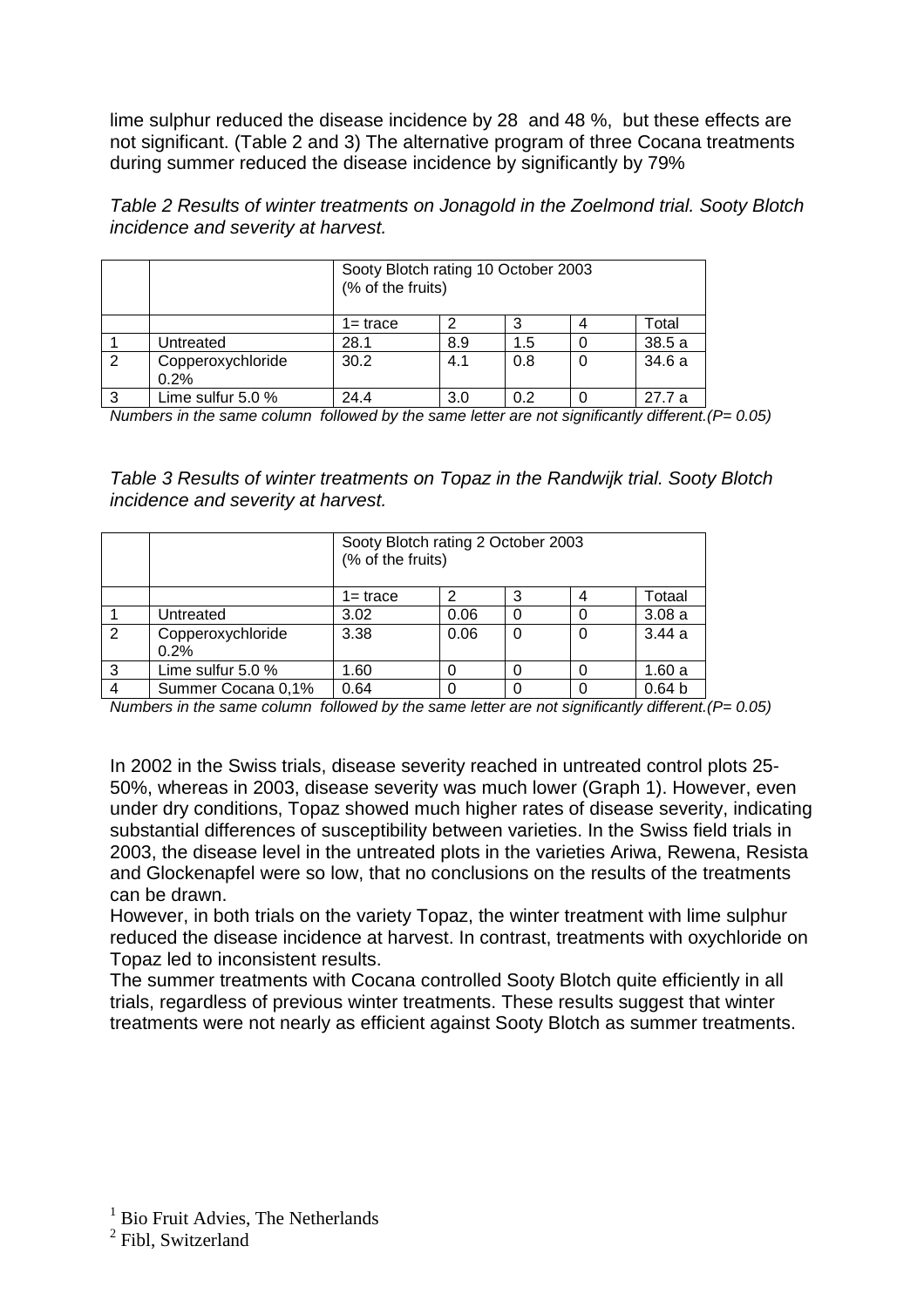lime sulphur reduced the disease incidence by 28 and 48 %, but these effects are not significant. (Table 2 and 3) The alternative program of three Cocana treatments during summer reduced the disease incidence by significantly by 79%

*Table 2 Results of winter treatments on Jonagold in the Zoelmond trial. Sooty Blotch incidence and severity at harvest.*

| | | Sooty Blotch rating 10 October 2003 (% of the fruits) | | | | |
|---|---|---|---|---|---|---|
| | | 1= trace | 2 | 3 | 4 | Total |
| 1 | Untreated | 28.1 | 8.9 | 1.5 | 0 | 38.5 a |
| 2 | Copperoxychloride 0.2% | 30.2 | 4.1 | 0.8 | 0 | 34.6 a |
| 3 | Lime sulfur 5.0 % | 24.4 | 3.0 | 0.2 | 0 | 27.7 a |

*Numbers in the same column followed by the same letter are not significantly different.(P= 0.05)*

*Table 3 Results of winter treatments on Topaz in the Randwijk trial. Sooty Blotch incidence and severity at harvest.*

| | | Sooty Blotch rating 2 October 2003 (% of the fruits) | | | | |
|---|---|---|---|---|---|---|
| | | 1= trace | 2 | 3 | 4 | Totaal |
| 1 | Untreated | 3.02 | 0.06 | 0 | 0 | 3.08 a |
| 2 | Copperoxychloride 0.2% | 3.38 | 0.06 | 0 | 0 | 3.44 a |
| 3 | Lime sulfur 5.0 % | 1.60 | 0 | 0 | 0 | 1.60 a |
| 4 | Summer Cocana 0,1% | 0.64 | 0 | 0 | 0 | 0.64 b |

*Numbers in the same column followed by the same letter are not significantly different.(P= 0.05)*

In 2002 in the Swiss trials, disease severity reached in untreated control plots 25-50%, whereas in 2003, disease severity was much lower (Graph 1). However, even under dry conditions, Topaz showed much higher rates of disease severity, indicating substantial differences of susceptibility between varieties. In the Swiss field trials in 2003, the disease level in the untreated plots in the varieties Ariwa, Rewena, Resista and Glockenapfel were so low, that no conclusions on the results of the treatments can be drawn.

However, in both trials on the variety Topaz, the winter treatment with lime sulphur reduced the disease incidence at harvest. In contrast, treatments with oxychloride on Topaz led to inconsistent results.

The summer treatments with Cocana controlled Sooty Blotch quite efficiently in all trials, regardless of previous winter treatments. These results suggest that winter treatments were not nearly as efficient against Sooty Blotch as summer treatments.

[1] Bio Fruit Advies, The Netherlands

[2] Fibl, Switzerland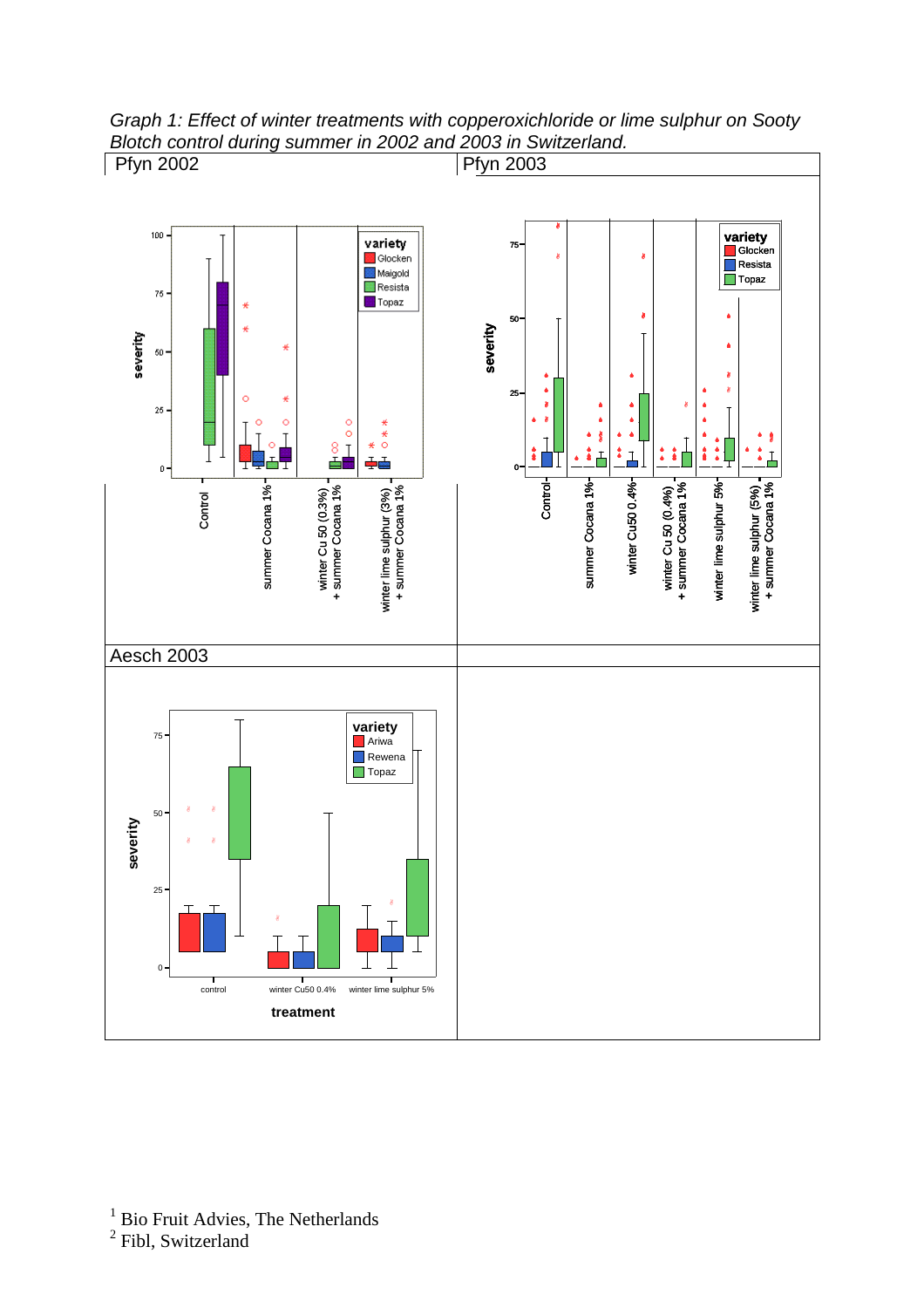*Graph 1: Effect of winter treatments with copperoxichloride or lime sulphur on Sooty Blotch control during summer in 2002 and 2003 in Switzerland.*

| Pfyn 2002 | Pfyn 2003 |
|---|---|
| | |
| Aesch 2003 | |
| | |

[1] Bio Fruit Advies, The Netherlands

[2] Fibl, Switzerland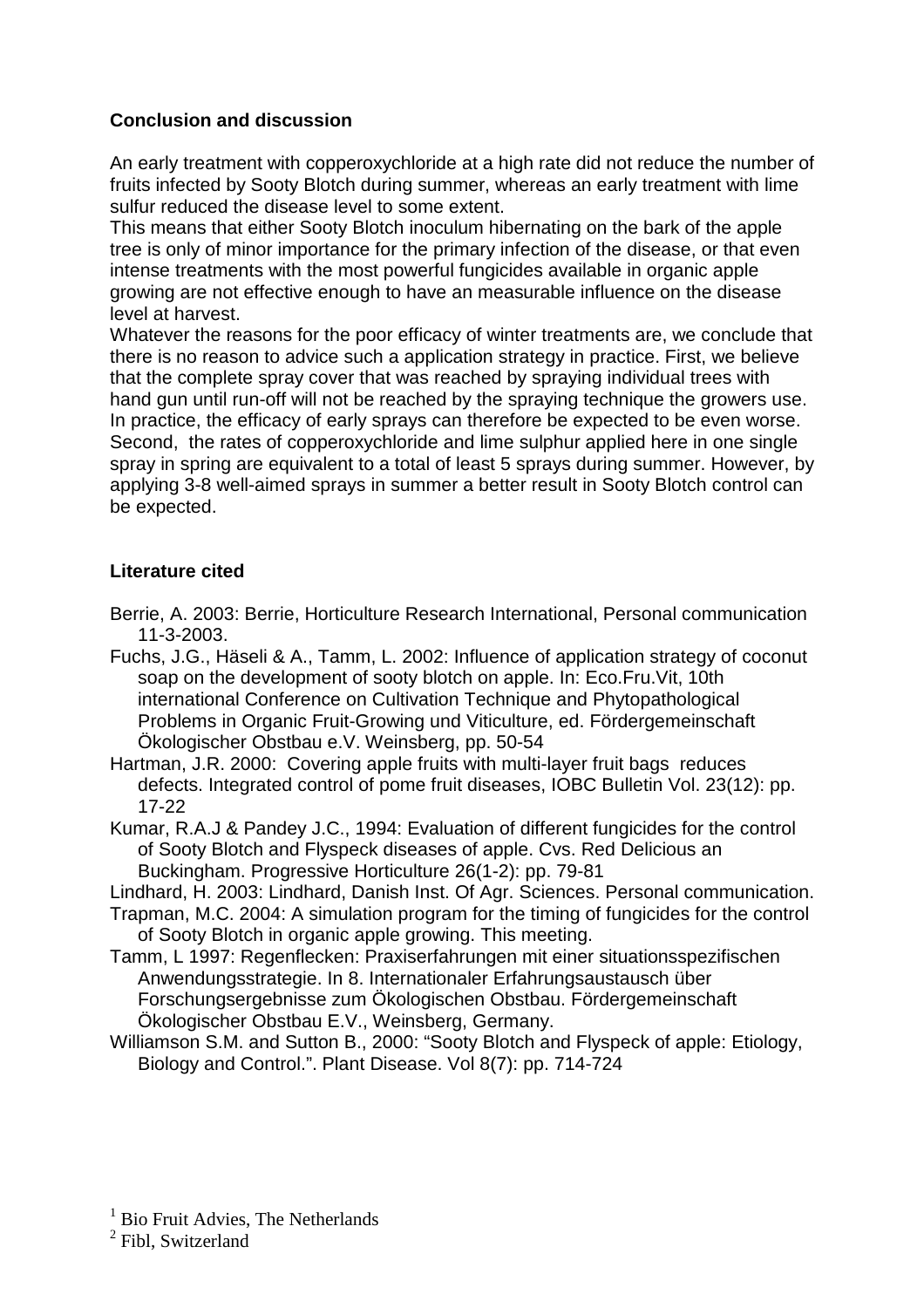**Conclusion and discussion**

An early treatment with copperoxychloride at a high rate did not reduce the number of fruits infected by Sooty Blotch during summer, whereas an early treatment with lime sulfur reduced the disease level to some extent.

This means that either Sooty Blotch inoculum hibernating on the bark of the apple tree is only of minor importance for the primary infection of the disease, or that even intense treatments with the most powerful fungicides available in organic apple growing are not effective enough to have an measurable influence on the disease level at harvest.

Whatever the reasons for the poor efficacy of winter treatments are, we conclude that there is no reason to advice such a application strategy in practice. First, we believe that the complete spray cover that was reached by spraying individual trees with hand gun until run-off will not be reached by the spraying technique the growers use. In practice, the efficacy of early sprays can therefore be expected to be even worse. Second, the rates of copperoxychloride and lime sulphur applied here in one single spray in spring are equivalent to a total of least 5 sprays during summer. However, by applying 3-8 well-aimed sprays in summer a better result in Sooty Blotch control can be expected.

**Literature cited**

Berrie, A. 2003: Berrie, Horticulture Research International, Personal communication 11-3-2003.

Fuchs, J.G., Häseli & A., Tamm, L. 2002: Influence of application strategy of coconut soap on the development of sooty blotch on apple. In: Eco.Fru.Vit, 10th international Conference on Cultivation Technique and Phytopathological Problems in Organic Fruit-Growing und Viticulture, ed. Fördergemeinschaft Ökologischer Obstbau e.V. Weinsberg, pp. 50-54

Hartman, J.R. 2000: Covering apple fruits with multi-layer fruit bags reduces defects. Integrated control of pome fruit diseases, IOBC Bulletin Vol. 23(12): pp. 17-22

Kumar, R.A.J & Pandey J.C., 1994: Evaluation of different fungicides for the control of Sooty Blotch and Flyspeck diseases of apple. Cvs. Red Delicious an Buckingham. Progressive Horticulture 26(1-2): pp. 79-81

Lindhard, H. 2003: Lindhard, Danish Inst. Of Agr. Sciences. Personal communication.

Trapman, M.C. 2004: A simulation program for the timing of fungicides for the control of Sooty Blotch in organic apple growing. This meeting.

Tamm, L 1997: Regenflecken: Praxiserfahrungen mit einer situationsspezifischen Anwendungsstrategie. In 8. Internationaler Erfahrungsaustausch über Forschungsergebnisse zum Ökologischen Obstbau. Fördergemeinschaft Ökologischer Obstbau E.V., Weinsberg, Germany.

Williamson S.M. and Sutton B., 2000: "Sooty Blotch and Flyspeck of apple: Etiology, Biology and Control.". Plant Disease. Vol 8(7): pp. 714-724

[1] Bio Fruit Advies, The Netherlands

[2] Fibl, Switzerland